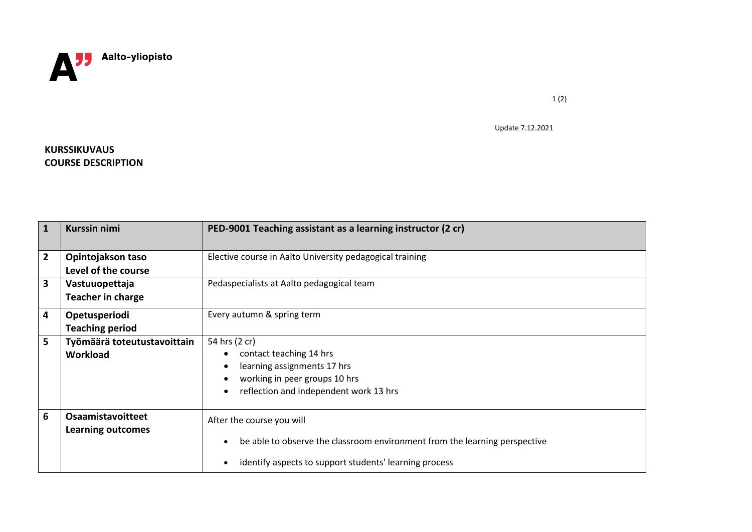Aalto-yliopisto

Update 7.12.2021

**KURSSIKUVAUS**
**COURSE DESCRIPTION**

| | | |
|---|---|---|
| **1** | **Kurssin nimi** | **PED-9001 Teaching assistant as a learning instructor (2 cr)** |
| **2** | **Opintojakson taso**<br>**Level of the course** | Elective course in Aalto University pedagogical training |
| **3** | **Vastuuopettaja**<br>**Teacher in charge** | Pedaspecialists at Aalto pedagogical team |
| **4** | **Opetusperiodi**<br>**Teaching period** | Every autumn & spring term |
| **5** | **Työmäärä toteutustavoittain**<br>**Workload** | 54 hrs (2 cr)<br>• contact teaching 14 hrs<br>• learning assignments 17 hrs<br>• working in peer groups 10 hrs<br>• reflection and independent work 13 hrs |
| **6** | **Osaamistavoitteet**<br>**Learning outcomes** | After the course you will<br>• be able to observe the classroom environment from the learning perspective<br>• identify aspects to support students' learning process |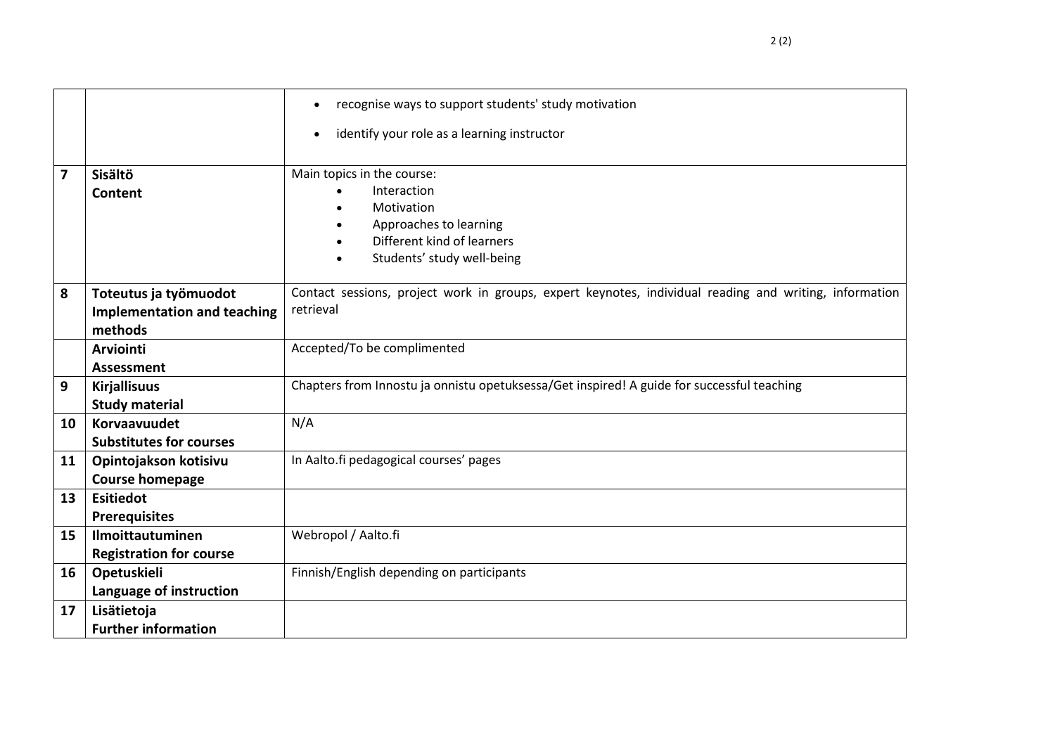| | | |
|---|---|---|
| | | • recognise ways to support students' study motivation<br>• identify your role as a learning instructor |
| 7 | **Sisältö**<br>**Content** | Main topics in the course:<br>• Interaction<br>• Motivation<br>• Approaches to learning<br>• Different kind of learners<br>• Students' study well-being |
| 8 | **Toteutus ja työmuodot**<br>**Implementation and teaching methods** | Contact sessions, project work in groups, expert keynotes, individual reading and writing, information retrieval |
| | **Arviointi**<br>**Assessment** | Accepted/To be complimented |
| 9 | **Kirjallisuus**<br>**Study material** | Chapters from Innostu ja onnistu opetuksessa/Get inspired! A guide for successful teaching |
| 10 | **Korvaavuudet**<br>**Substitutes for courses** | N/A |
| 11 | **Opintojakson kotisivu**<br>**Course homepage** | In Aalto.fi pedagogical courses' pages |
| 13 | **Esitiedot**<br>**Prerequisites** | |
| 15 | **Ilmoittautuminen**<br>**Registration for course** | Webropol / Aalto.fi |
| 16 | **Opetuskieli**<br>**Language of instruction** | Finnish/English depending on participants |
| 17 | **Lisätietoja**<br>**Further information** | |